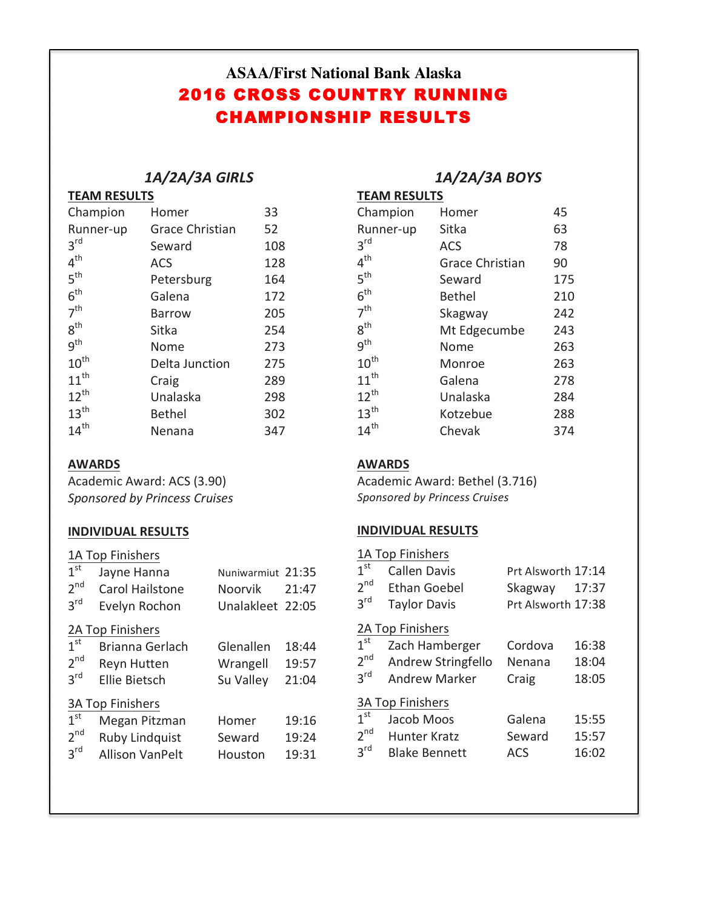# ASAA/First National Bank Alaska

# 2016 CROSS COUNTRY RUNNING CHAMPIONSHIP RESULTS

## *1A/2A/3A GIRLS*

### TEAM RESULTS

| Place | Team | Score |
|---|---|---|
| Champion | Homer | 33 |
| Runner-up | Grace Christian | 52 |
| 3rd | Seward | 108 |
| 4th | ACS | 128 |
| 5th | Petersburg | 164 |
| 6th | Galena | 172 |
| 7th | Barrow | 205 |
| 8th | Sitka | 254 |
| 9th | Nome | 273 |
| 10th | Delta Junction | 275 |
| 11th | Craig | 289 |
| 12th | Unalaska | 298 |
| 13th | Bethel | 302 |
| 14th | Nenana | 347 |

### AWARDS

Academic Award: ACS (3.90)
*Sponsored by Princess Cruises*

### INDIVIDUAL RESULTS

**1A Top Finishers**

| Place | Name | School | Time |
|---|---|---|---|
| 1st | Jayne Hanna | Nuniwarmiut | 21:35 |
| 2nd | Carol Hailstone | Noorvik | 21:47 |
| 3rd | Evelyn Rochon | Unalakleet | 22:05 |

**2A Top Finishers**

| Place | Name | School | Time |
|---|---|---|---|
| 1st | Brianna Gerlach | Glenallen | 18:44 |
| 2nd | Reyn Hutten | Wrangell | 19:57 |
| 3rd | Ellie Bietsch | Su Valley | 21:04 |

**3A Top Finishers**

| Place | Name | School | Time |
|---|---|---|---|
| 1st | Megan Pitzman | Homer | 19:16 |
| 2nd | Ruby Lindquist | Seward | 19:24 |
| 3rd | Allison VanPelt | Houston | 19:31 |

## *1A/2A/3A BOYS*

### TEAM RESULTS

| Place | Team | Score |
|---|---|---|
| Champion | Homer | 45 |
| Runner-up | Sitka | 63 |
| 3rd | ACS | 78 |
| 4th | Grace Christian | 90 |
| 5th | Seward | 175 |
| 6th | Bethel | 210 |
| 7th | Skagway | 242 |
| 8th | Mt Edgecumbe | 243 |
| 9th | Nome | 263 |
| 10th | Monroe | 263 |
| 11th | Galena | 278 |
| 12th | Unalaska | 284 |
| 13th | Kotzebue | 288 |
| 14th | Chevak | 374 |

### AWARDS

Academic Award: Bethel (3.716)
*Sponsored by Princess Cruises*

### INDIVIDUAL RESULTS

**1A Top Finishers**

| Place | Name | School | Time |
|---|---|---|---|
| 1st | Callen Davis | Prt Alsworth | 17:14 |
| 2nd | Ethan Goebel | Skagway | 17:37 |
| 3rd | Taylor Davis | Prt Alsworth | 17:38 |

**2A Top Finishers**

| Place | Name | School | Time |
|---|---|---|---|
| 1st | Zach Hamberger | Cordova | 16:38 |
| 2nd | Andrew Stringfello | Nenana | 18:04 |
| 3rd | Andrew Marker | Craig | 18:05 |

**3A Top Finishers**

| Place | Name | School | Time |
|---|---|---|---|
| 1st | Jacob Moos | Galena | 15:55 |
| 2nd | Hunter Kratz | Seward | 15:57 |
| 3rd | Blake Bennett | ACS | 16:02 |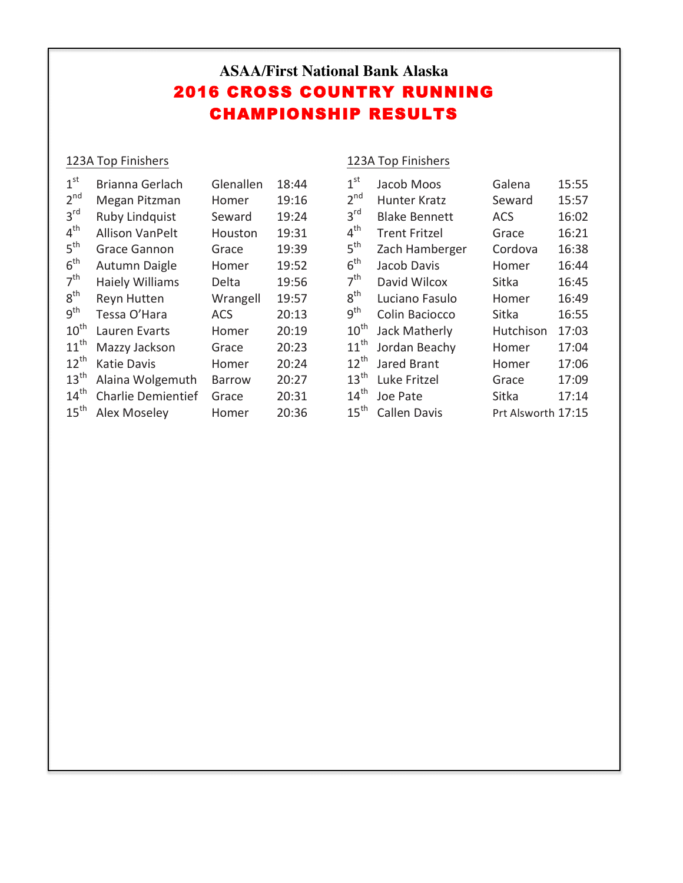**ASAA/First National Bank Alaska**

# 2016 CROSS COUNTRY RUNNING CHAMPIONSHIP RESULTS

## 123A Top Finishers

| Place | Name | School | Time |
|---|---|---|---|
| 1st | Brianna Gerlach | Glenallen | 18:44 |
| 2nd | Megan Pitzman | Homer | 19:16 |
| 3rd | Ruby Lindquist | Seward | 19:24 |
| 4th | Allison VanPelt | Houston | 19:31 |
| 5th | Grace Gannon | Grace | 19:39 |
| 6th | Autumn Daigle | Homer | 19:52 |
| 7th | Haiely Williams | Delta | 19:56 |
| 8th | Reyn Hutten | Wrangell | 19:57 |
| 9th | Tessa O'Hara | ACS | 20:13 |
| 10th | Lauren Evarts | Homer | 20:19 |
| 11th | Mazzy Jackson | Grace | 20:23 |
| 12th | Katie Davis | Homer | 20:24 |
| 13th | Alaina Wolgemuth | Barrow | 20:27 |
| 14th | Charlie Demientief | Grace | 20:31 |
| 15th | Alex Moseley | Homer | 20:36 |

## 123A Top Finishers

| Place | Name | School | Time |
|---|---|---|---|
| 1st | Jacob Moos | Galena | 15:55 |
| 2nd | Hunter Kratz | Seward | 15:57 |
| 3rd | Blake Bennett | ACS | 16:02 |
| 4th | Trent Fritzel | Grace | 16:21 |
| 5th | Zach Hamberger | Cordova | 16:38 |
| 6th | Jacob Davis | Homer | 16:44 |
| 7th | David Wilcox | Sitka | 16:45 |
| 8th | Luciano Fasulo | Homer | 16:49 |
| 9th | Colin Baciocco | Sitka | 16:55 |
| 10th | Jack Matherly | Hutchison | 17:03 |
| 11th | Jordan Beachy | Homer | 17:04 |
| 12th | Jared Brant | Homer | 17:06 |
| 13th | Luke Fritzel | Grace | 17:09 |
| 14th | Joe Pate | Sitka | 17:14 |
| 15th | Callen Davis | Prt Alsworth | 17:15 |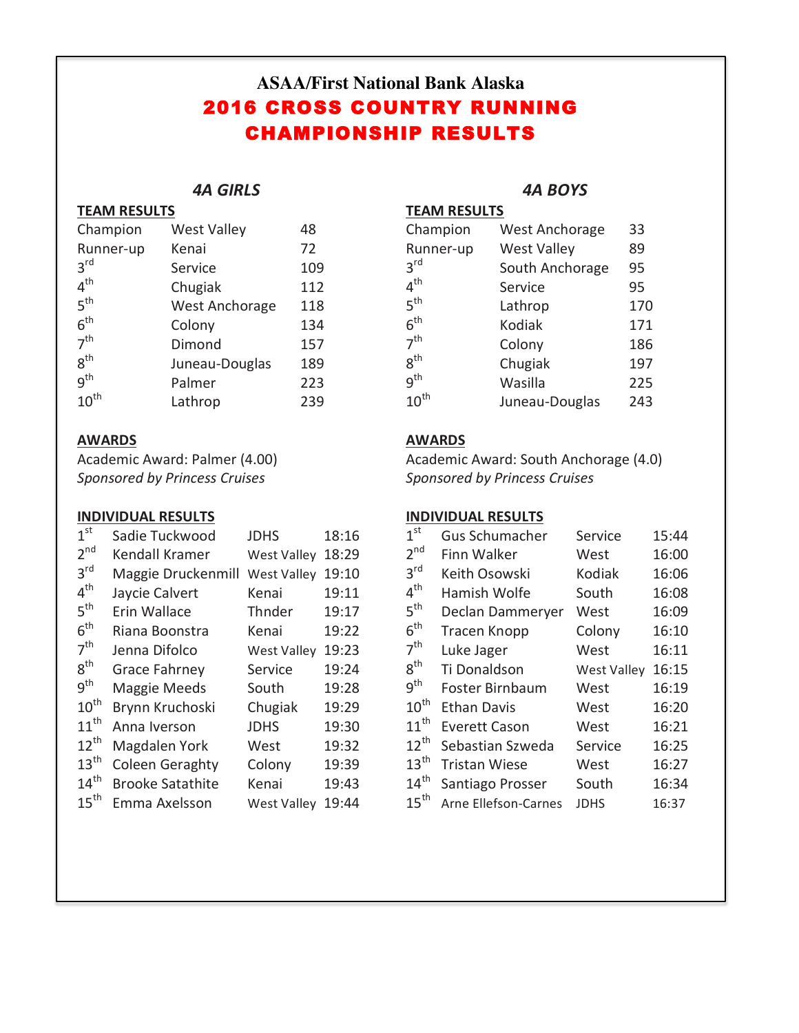**ASAA/First National Bank Alaska**

# 2016 CROSS COUNTRY RUNNING CHAMPIONSHIP RESULTS

## *4A GIRLS*

**TEAM RESULTS**

| | | |
|---|---|---|
| Champion | West Valley | 48 |
| Runner-up | Kenai | 72 |
| 3rd | Service | 109 |
| 4th | Chugiak | 112 |
| 5th | West Anchorage | 118 |
| 6th | Colony | 134 |
| 7th | Dimond | 157 |
| 8th | Juneau-Douglas | 189 |
| 9th | Palmer | 223 |
| 10th | Lathrop | 239 |

**AWARDS**

Academic Award: Palmer (4.00)
*Sponsored by Princess Cruises*

**INDIVIDUAL RESULTS**

| | | | |
|---|---|---|---|
| 1st | Sadie Tuckwood | JDHS | 18:16 |
| 2nd | Kendall Kramer | West Valley | 18:29 |
| 3rd | Maggie Druckenmill | West Valley | 19:10 |
| 4th | Jaycie Calvert | Kenai | 19:11 |
| 5th | Erin Wallace | Thnder | 19:17 |
| 6th | Riana Boonstra | Kenai | 19:22 |
| 7th | Jenna Difolco | West Valley | 19:23 |
| 8th | Grace Fahrney | Service | 19:24 |
| 9th | Maggie Meeds | South | 19:28 |
| 10th | Brynn Kruchoski | Chugiak | 19:29 |
| 11th | Anna Iverson | JDHS | 19:30 |
| 12th | Magdalen York | West | 19:32 |
| 13th | Coleen Geraghty | Colony | 19:39 |
| 14th | Brooke Satathite | Kenai | 19:43 |
| 15th | Emma Axelsson | West Valley | 19:44 |

## *4A BOYS*

**TEAM RESULTS**

| | | |
|---|---|---|
| Champion | West Anchorage | 33 |
| Runner-up | West Valley | 89 |
| 3rd | South Anchorage | 95 |
| 4th | Service | 95 |
| 5th | Lathrop | 170 |
| 6th | Kodiak | 171 |
| 7th | Colony | 186 |
| 8th | Chugiak | 197 |
| 9th | Wasilla | 225 |
| 10th | Juneau-Douglas | 243 |

**AWARDS**

Academic Award: South Anchorage (4.0)
*Sponsored by Princess Cruises*

**INDIVIDUAL RESULTS**

| | | | |
|---|---|---|---|
| 1st | Gus Schumacher | Service | 15:44 |
| 2nd | Finn Walker | West | 16:00 |
| 3rd | Keith Osowski | Kodiak | 16:06 |
| 4th | Hamish Wolfe | South | 16:08 |
| 5th | Declan Dammeryer | West | 16:09 |
| 6th | Tracen Knopp | Colony | 16:10 |
| 7th | Luke Jager | West | 16:11 |
| 8th | Ti Donaldson | West Valley | 16:15 |
| 9th | Foster Birnbaum | West | 16:19 |
| 10th | Ethan Davis | West | 16:20 |
| 11th | Everett Cason | West | 16:21 |
| 12th | Sebastian Szweda | Service | 16:25 |
| 13th | Tristan Wiese | West | 16:27 |
| 14th | Santiago Prosser | South | 16:34 |
| 15th | Arne Ellefson-Carnes | JDHS | 16:37 |